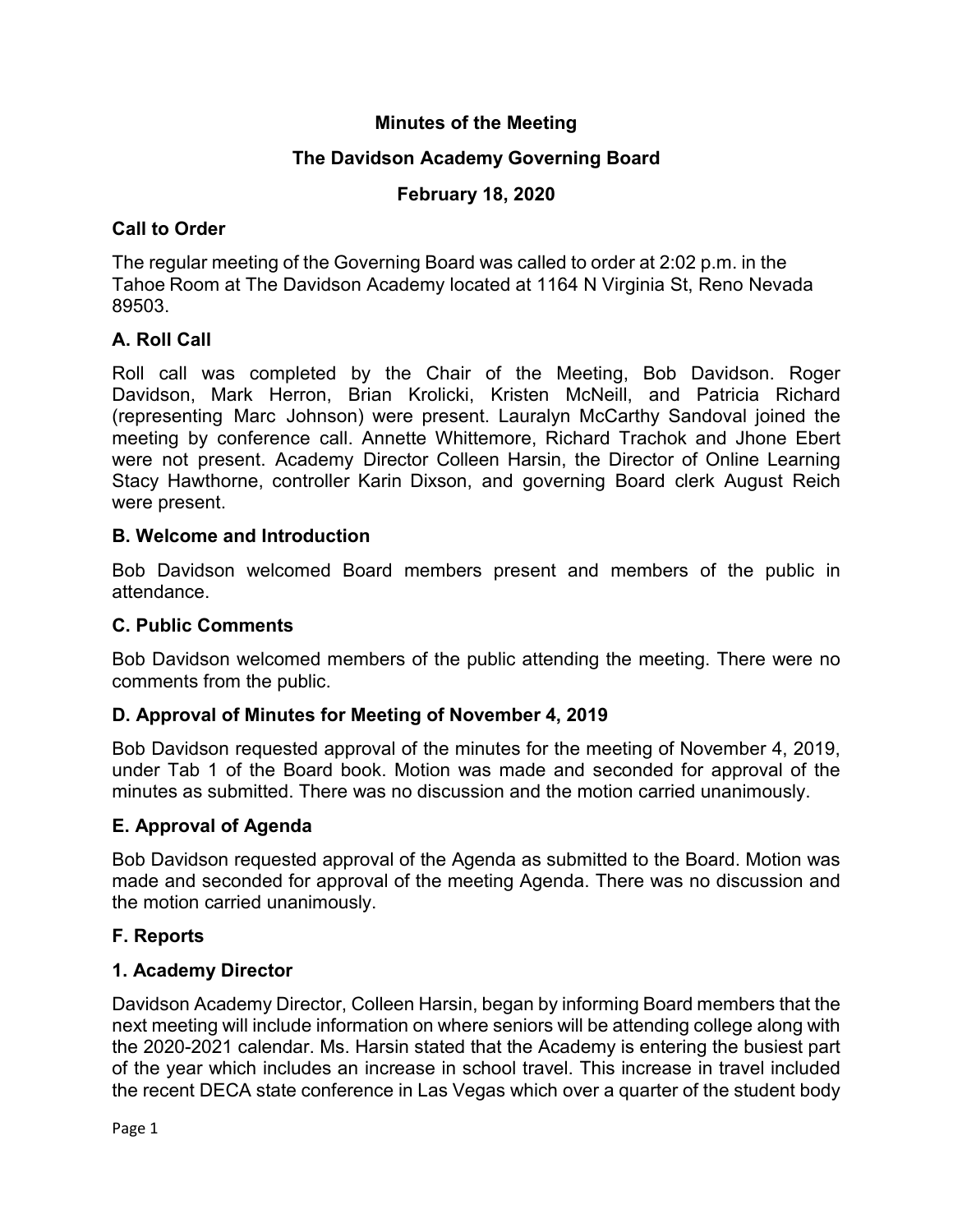**Minutes of the Meeting**

**The Davidson Academy Governing Board**

**February 18, 2020**

## Call to Order

The regular meeting of the Governing Board was called to order at 2:02 p.m. in the Tahoe Room at The Davidson Academy located at 1164 N Virginia St, Reno Nevada 89503.

### A. Roll Call

Roll call was completed by the Chair of the Meeting, Bob Davidson. Roger Davidson, Mark Herron, Brian Krolicki, Kristen McNeill, and Patricia Richard (representing Marc Johnson) were present. Lauralyn McCarthy Sandoval joined the meeting by conference call. Annette Whittemore, Richard Trachok and Jhone Ebert were not present. Academy Director Colleen Harsin, the Director of Online Learning Stacy Hawthorne, controller Karin Dixson, and governing Board clerk August Reich were present.

### B. Welcome and Introduction

Bob Davidson welcomed Board members present and members of the public in attendance.

### C. Public Comments

Bob Davidson welcomed members of the public attending the meeting. There were no comments from the public.

### D. Approval of Minutes for Meeting of November 4, 2019

Bob Davidson requested approval of the minutes for the meeting of November 4, 2019, under Tab 1 of the Board book. Motion was made and seconded for approval of the minutes as submitted. There was no discussion and the motion carried unanimously.

### E. Approval of Agenda

Bob Davidson requested approval of the Agenda as submitted to the Board. Motion was made and seconded for approval of the meeting Agenda. There was no discussion and the motion carried unanimously.

### F. Reports

### 1. Academy Director

Davidson Academy Director, Colleen Harsin, began by informing Board members that the next meeting will include information on where seniors will be attending college along with the 2020-2021 calendar. Ms. Harsin stated that the Academy is entering the busiest part of the year which includes an increase in school travel. This increase in travel included the recent DECA state conference in Las Vegas which over a quarter of the student body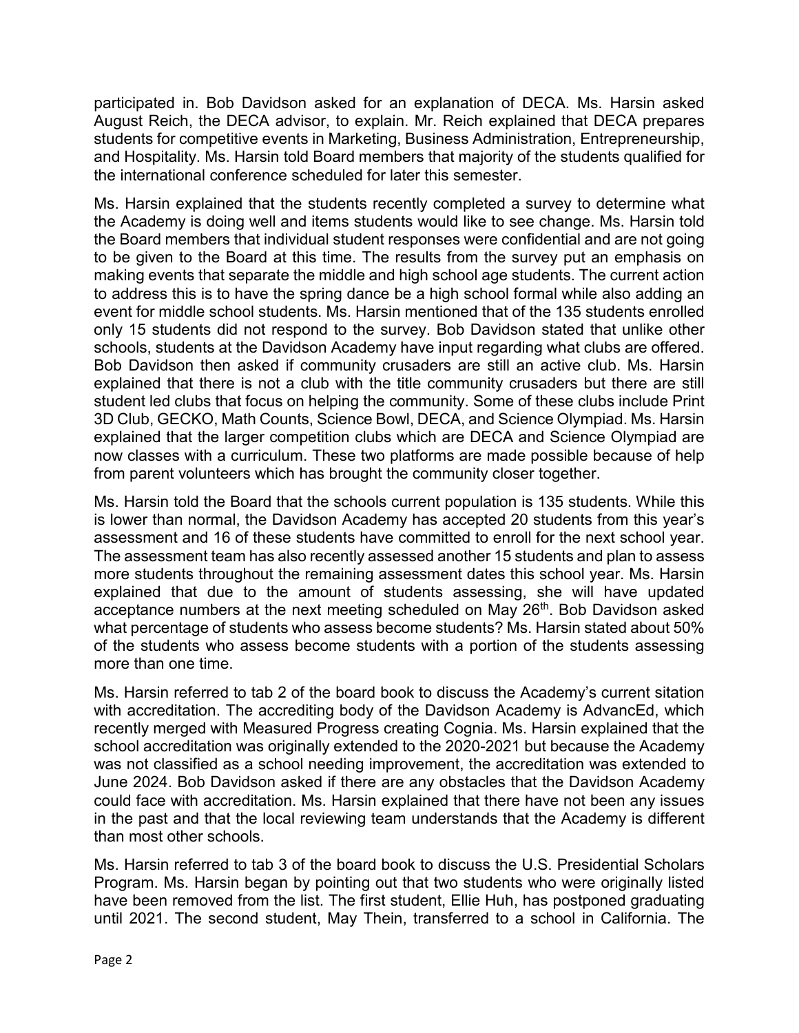participated in. Bob Davidson asked for an explanation of DECA. Ms. Harsin asked August Reich, the DECA advisor, to explain. Mr. Reich explained that DECA prepares students for competitive events in Marketing, Business Administration, Entrepreneurship, and Hospitality. Ms. Harsin told Board members that majority of the students qualified for the international conference scheduled for later this semester.

Ms. Harsin explained that the students recently completed a survey to determine what the Academy is doing well and items students would like to see change. Ms. Harsin told the Board members that individual student responses were confidential and are not going to be given to the Board at this time. The results from the survey put an emphasis on making events that separate the middle and high school age students. The current action to address this is to have the spring dance be a high school formal while also adding an event for middle school students. Ms. Harsin mentioned that of the 135 students enrolled only 15 students did not respond to the survey. Bob Davidson stated that unlike other schools, students at the Davidson Academy have input regarding what clubs are offered. Bob Davidson then asked if community crusaders are still an active club. Ms. Harsin explained that there is not a club with the title community crusaders but there are still student led clubs that focus on helping the community. Some of these clubs include Print 3D Club, GECKO, Math Counts, Science Bowl, DECA, and Science Olympiad. Ms. Harsin explained that the larger competition clubs which are DECA and Science Olympiad are now classes with a curriculum. These two platforms are made possible because of help from parent volunteers which has brought the community closer together.

Ms. Harsin told the Board that the schools current population is 135 students. While this is lower than normal, the Davidson Academy has accepted 20 students from this year's assessment and 16 of these students have committed to enroll for the next school year. The assessment team has also recently assessed another 15 students and plan to assess more students throughout the remaining assessment dates this school year. Ms. Harsin explained that due to the amount of students assessing, she will have updated acceptance numbers at the next meeting scheduled on May 26th. Bob Davidson asked what percentage of students who assess become students? Ms. Harsin stated about 50% of the students who assess become students with a portion of the students assessing more than one time.

Ms. Harsin referred to tab 2 of the board book to discuss the Academy's current sitation with accreditation. The accrediting body of the Davidson Academy is AdvancEd, which recently merged with Measured Progress creating Cognia. Ms. Harsin explained that the school accreditation was originally extended to the 2020-2021 but because the Academy was not classified as a school needing improvement, the accreditation was extended to June 2024. Bob Davidson asked if there are any obstacles that the Davidson Academy could face with accreditation. Ms. Harsin explained that there have not been any issues in the past and that the local reviewing team understands that the Academy is different than most other schools.

Ms. Harsin referred to tab 3 of the board book to discuss the U.S. Presidential Scholars Program. Ms. Harsin began by pointing out that two students who were originally listed have been removed from the list. The first student, Ellie Huh, has postponed graduating until 2021. The second student, May Thein, transferred to a school in California. The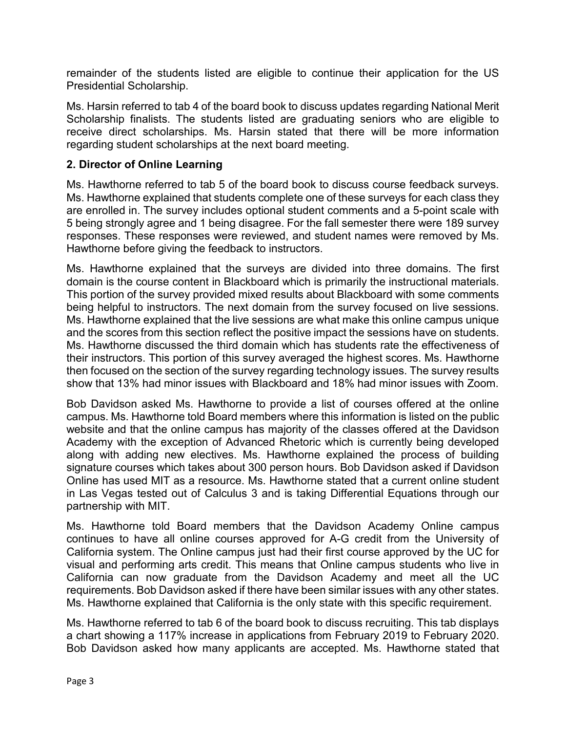remainder of the students listed are eligible to continue their application for the US Presidential Scholarship.

Ms. Harsin referred to tab 4 of the board book to discuss updates regarding National Merit Scholarship finalists. The students listed are graduating seniors who are eligible to receive direct scholarships. Ms. Harsin stated that there will be more information regarding student scholarships at the next board meeting.

**2. Director of Online Learning**

Ms. Hawthorne referred to tab 5 of the board book to discuss course feedback surveys. Ms. Hawthorne explained that students complete one of these surveys for each class they are enrolled in. The survey includes optional student comments and a 5-point scale with 5 being strongly agree and 1 being disagree. For the fall semester there were 189 survey responses. These responses were reviewed, and student names were removed by Ms. Hawthorne before giving the feedback to instructors.

Ms. Hawthorne explained that the surveys are divided into three domains. The first domain is the course content in Blackboard which is primarily the instructional materials. This portion of the survey provided mixed results about Blackboard with some comments being helpful to instructors. The next domain from the survey focused on live sessions. Ms. Hawthorne explained that the live sessions are what make this online campus unique and the scores from this section reflect the positive impact the sessions have on students. Ms. Hawthorne discussed the third domain which has students rate the effectiveness of their instructors. This portion of this survey averaged the highest scores. Ms. Hawthorne then focused on the section of the survey regarding technology issues. The survey results show that 13% had minor issues with Blackboard and 18% had minor issues with Zoom.

Bob Davidson asked Ms. Hawthorne to provide a list of courses offered at the online campus. Ms. Hawthorne told Board members where this information is listed on the public website and that the online campus has majority of the classes offered at the Davidson Academy with the exception of Advanced Rhetoric which is currently being developed along with adding new electives. Ms. Hawthorne explained the process of building signature courses which takes about 300 person hours. Bob Davidson asked if Davidson Online has used MIT as a resource. Ms. Hawthorne stated that a current online student in Las Vegas tested out of Calculus 3 and is taking Differential Equations through our partnership with MIT.

Ms. Hawthorne told Board members that the Davidson Academy Online campus continues to have all online courses approved for A-G credit from the University of California system. The Online campus just had their first course approved by the UC for visual and performing arts credit. This means that Online campus students who live in California can now graduate from the Davidson Academy and meet all the UC requirements. Bob Davidson asked if there have been similar issues with any other states. Ms. Hawthorne explained that California is the only state with this specific requirement.

Ms. Hawthorne referred to tab 6 of the board book to discuss recruiting. This tab displays a chart showing a 117% increase in applications from February 2019 to February 2020. Bob Davidson asked how many applicants are accepted. Ms. Hawthorne stated that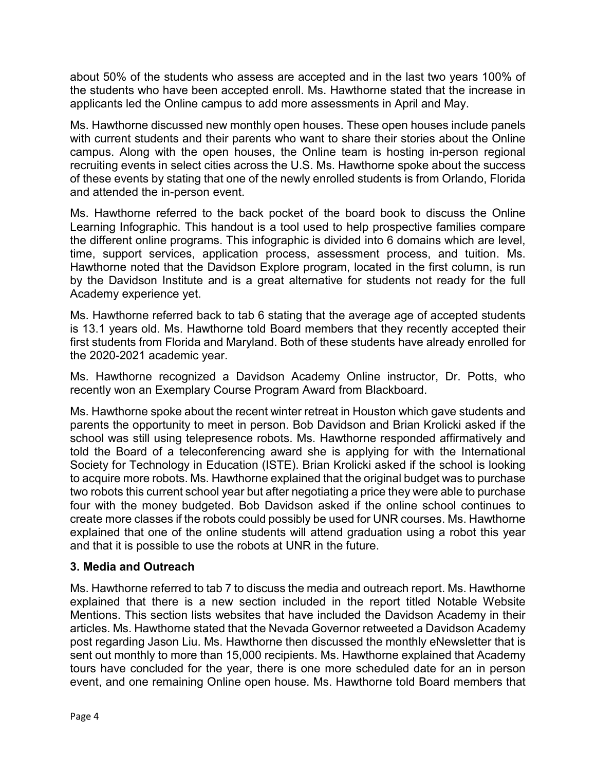about 50% of the students who assess are accepted and in the last two years 100% of the students who have been accepted enroll. Ms. Hawthorne stated that the increase in applicants led the Online campus to add more assessments in April and May.

Ms. Hawthorne discussed new monthly open houses. These open houses include panels with current students and their parents who want to share their stories about the Online campus. Along with the open houses, the Online team is hosting in-person regional recruiting events in select cities across the U.S. Ms. Hawthorne spoke about the success of these events by stating that one of the newly enrolled students is from Orlando, Florida and attended the in-person event.

Ms. Hawthorne referred to the back pocket of the board book to discuss the Online Learning Infographic. This handout is a tool used to help prospective families compare the different online programs. This infographic is divided into 6 domains which are level, time, support services, application process, assessment process, and tuition. Ms. Hawthorne noted that the Davidson Explore program, located in the first column, is run by the Davidson Institute and is a great alternative for students not ready for the full Academy experience yet.

Ms. Hawthorne referred back to tab 6 stating that the average age of accepted students is 13.1 years old. Ms. Hawthorne told Board members that they recently accepted their first students from Florida and Maryland. Both of these students have already enrolled for the 2020-2021 academic year.

Ms. Hawthorne recognized a Davidson Academy Online instructor, Dr. Potts, who recently won an Exemplary Course Program Award from Blackboard.

Ms. Hawthorne spoke about the recent winter retreat in Houston which gave students and parents the opportunity to meet in person. Bob Davidson and Brian Krolicki asked if the school was still using telepresence robots. Ms. Hawthorne responded affirmatively and told the Board of a teleconferencing award she is applying for with the International Society for Technology in Education (ISTE). Brian Krolicki asked if the school is looking to acquire more robots. Ms. Hawthorne explained that the original budget was to purchase two robots this current school year but after negotiating a price they were able to purchase four with the money budgeted. Bob Davidson asked if the online school continues to create more classes if the robots could possibly be used for UNR courses. Ms. Hawthorne explained that one of the online students will attend graduation using a robot this year and that it is possible to use the robots at UNR in the future.

### 3. Media and Outreach

Ms. Hawthorne referred to tab 7 to discuss the media and outreach report. Ms. Hawthorne explained that there is a new section included in the report titled Notable Website Mentions. This section lists websites that have included the Davidson Academy in their articles. Ms. Hawthorne stated that the Nevada Governor retweeted a Davidson Academy post regarding Jason Liu. Ms. Hawthorne then discussed the monthly eNewsletter that is sent out monthly to more than 15,000 recipients. Ms. Hawthorne explained that Academy tours have concluded for the year, there is one more scheduled date for an in person event, and one remaining Online open house. Ms. Hawthorne told Board members that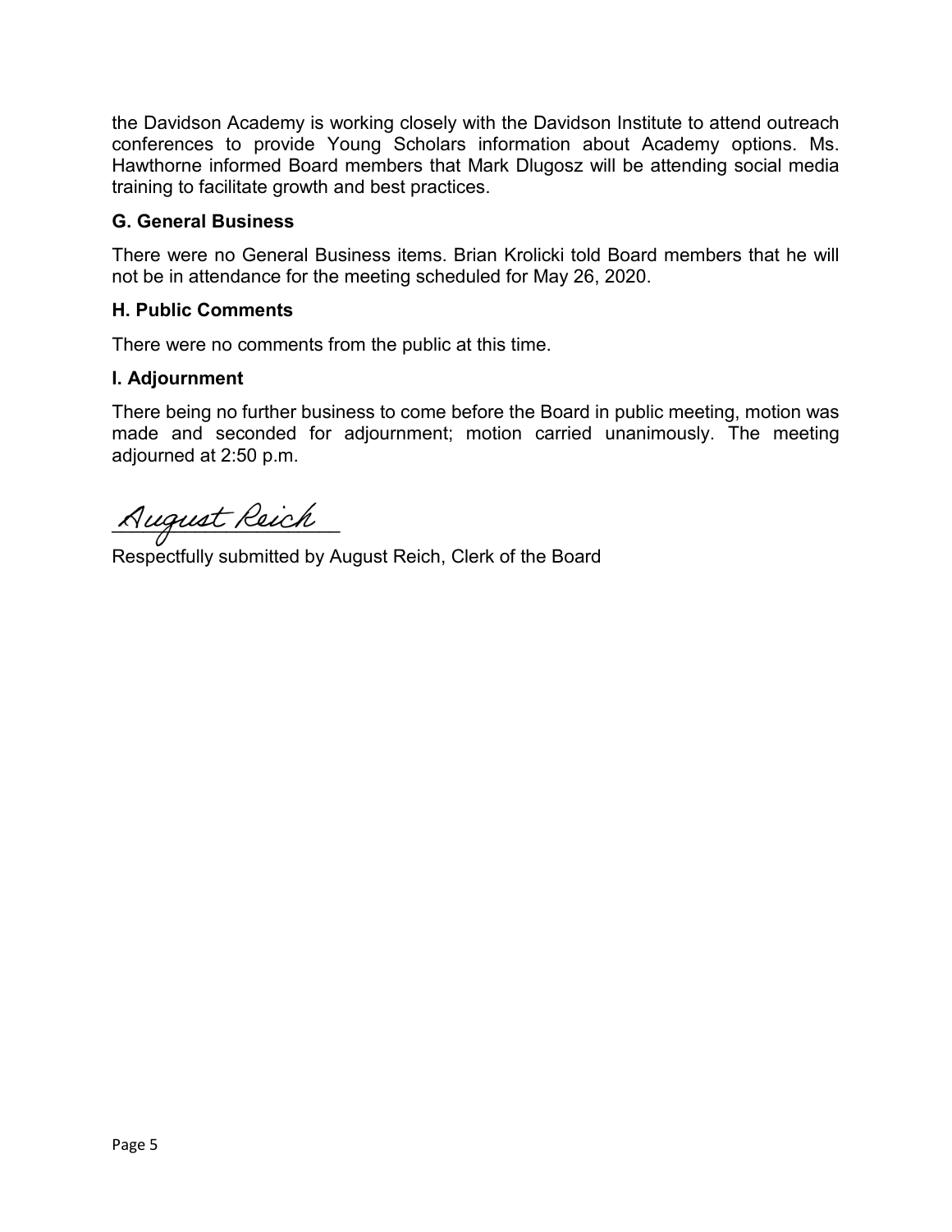the Davidson Academy is working closely with the Davidson Institute to attend outreach conferences to provide Young Scholars information about Academy options. Ms. Hawthorne informed Board members that Mark Dlugosz will be attending social media training to facilitate growth and best practices.

**G. General Business**

There were no General Business items. Brian Krolicki told Board members that he will not be in attendance for the meeting scheduled for May 26, 2020.

**H. Public Comments**

There were no comments from the public at this time.

**I. Adjournment**

There being no further business to come before the Board in public meeting, motion was made and seconded for adjournment; motion carried unanimously. The meeting adjourned at 2:50 p.m.

August Reich

Respectfully submitted by August Reich, Clerk of the Board